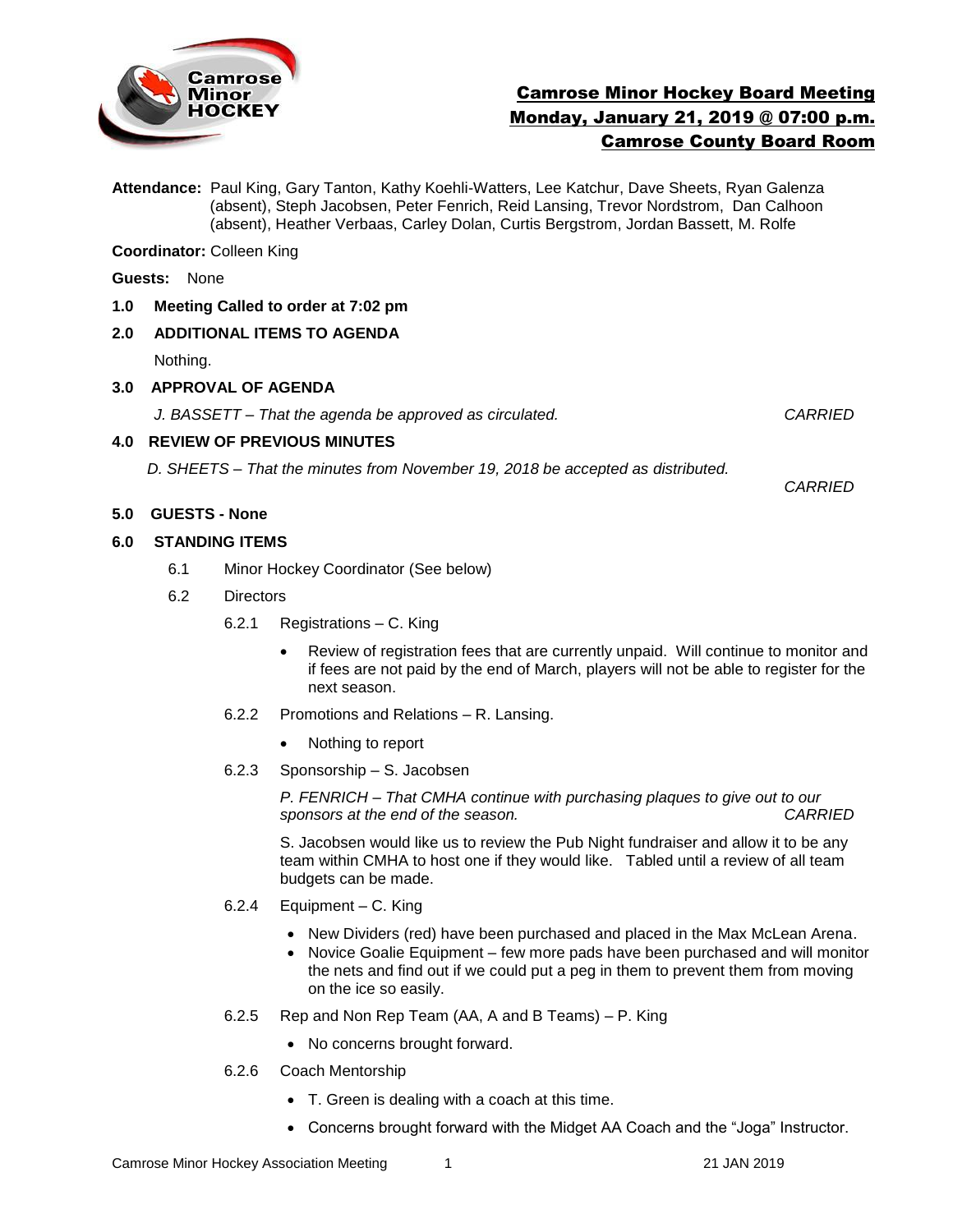# Camrose Minor Hockey Board Meeting
## Monday, January 21, 2019 @ 07:00 p.m.
## Camrose County Board Room

**Attendance:** Paul King, Gary Tanton, Kathy Koehli-Watters, Lee Katchur, Dave Sheets, Ryan Galenza (absent), Steph Jacobsen, Peter Fenrich, Reid Lansing, Trevor Nordstrom, Dan Calhoon (absent), Heather Verbaas, Carley Dolan, Curtis Bergstrom, Jordan Bassett, M. Rolfe

**Coordinator:** Colleen King

**Guests:** None

**1.0 Meeting Called to order at 7:02 pm**

**2.0 ADDITIONAL ITEMS TO AGENDA**

Nothing.

**3.0 APPROVAL OF AGENDA**

*J. BASSETT – That the agenda be approved as circulated.* *CARRIED*

**4.0 REVIEW OF PREVIOUS MINUTES**

*D. SHEETS – That the minutes from November 19, 2018 be accepted as distributed.*

*CARRIED*

**5.0 GUESTS - None**

**6.0 STANDING ITEMS**

6.1 Minor Hockey Coordinator (See below)

6.2 Directors

6.2.1 Registrations – C. King

- Review of registration fees that are currently unpaid. Will continue to monitor and if fees are not paid by the end of March, players will not be able to register for the next season.

6.2.2 Promotions and Relations – R. Lansing.

- Nothing to report

6.2.3 Sponsorship – S. Jacobsen

*P. FENRICH – That CMHA continue with purchasing plaques to give out to our sponsors at the end of the season.* *CARRIED*

S. Jacobsen would like us to review the Pub Night fundraiser and allow it to be any team within CMHA to host one if they would like. Tabled until a review of all team budgets can be made.

6.2.4 Equipment – C. King

- New Dividers (red) have been purchased and placed in the Max McLean Arena.
- Novice Goalie Equipment – few more pads have been purchased and will monitor the nets and find out if we could put a peg in them to prevent them from moving on the ice so easily.

6.2.5 Rep and Non Rep Team (AA, A and B Teams) – P. King

- No concerns brought forward.

6.2.6 Coach Mentorship

- T. Green is dealing with a coach at this time.
- Concerns brought forward with the Midget AA Coach and the "Joga" Instructor.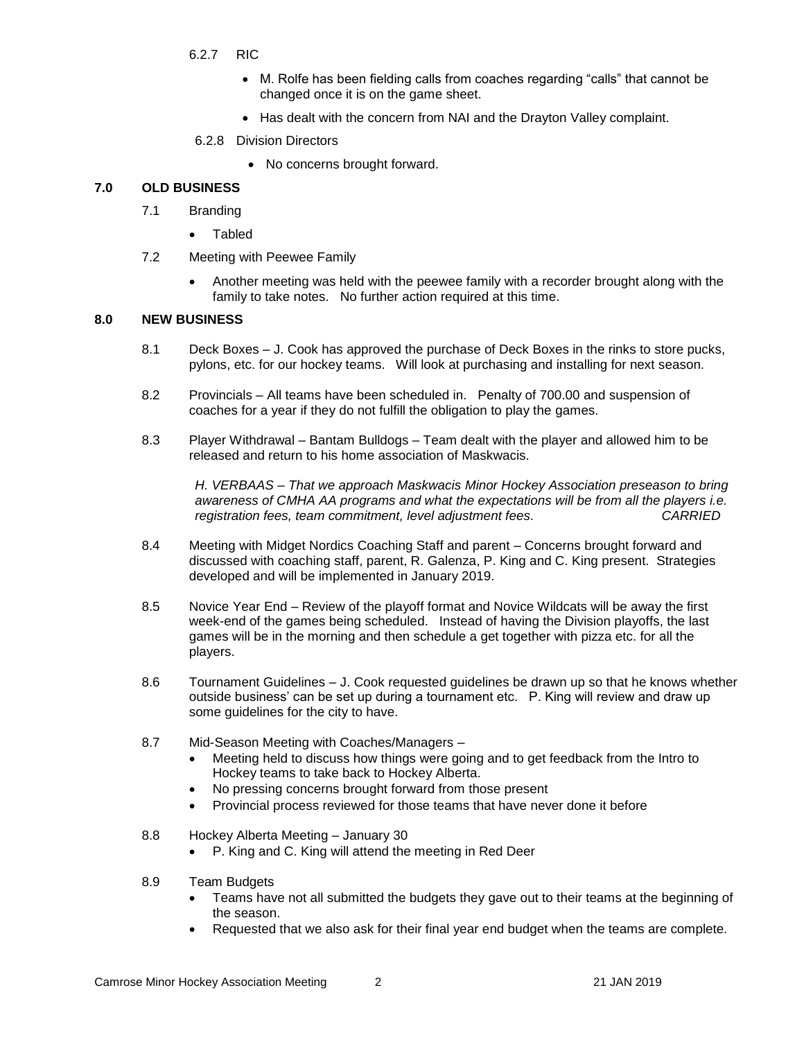6.2.7 RIC

- M. Rolfe has been fielding calls from coaches regarding "calls" that cannot be changed once it is on the game sheet.
- Has dealt with the concern from NAI and the Drayton Valley complaint.

6.2.8 Division Directors

- No concerns brought forward.

## 7.0 OLD BUSINESS

7.1 Branding

- Tabled

7.2 Meeting with Peewee Family

- Another meeting was held with the peewee family with a recorder brought along with the family to take notes. No further action required at this time.

## 8.0 NEW BUSINESS

8.1 Deck Boxes – J. Cook has approved the purchase of Deck Boxes in the rinks to store pucks, pylons, etc. for our hockey teams. Will look at purchasing and installing for next season.

8.2 Provincials – All teams have been scheduled in. Penalty of 700.00 and suspension of coaches for a year if they do not fulfill the obligation to play the games.

8.3 Player Withdrawal – Bantam Bulldogs – Team dealt with the player and allowed him to be released and return to his home association of Maskwacis.

*H. VERBAAS – That we approach Maskwacis Minor Hockey Association preseason to bring awareness of CMHA AA programs and what the expectations will be from all the players i.e. registration fees, team commitment, level adjustment fees. CARRIED*

8.4 Meeting with Midget Nordics Coaching Staff and parent – Concerns brought forward and discussed with coaching staff, parent, R. Galenza, P. King and C. King present. Strategies developed and will be implemented in January 2019.

8.5 Novice Year End – Review of the playoff format and Novice Wildcats will be away the first week-end of the games being scheduled. Instead of having the Division playoffs, the last games will be in the morning and then schedule a get together with pizza etc. for all the players.

8.6 Tournament Guidelines – J. Cook requested guidelines be drawn up so that he knows whether outside business' can be set up during a tournament etc. P. King will review and draw up some guidelines for the city to have.

8.7 Mid-Season Meeting with Coaches/Managers –

- Meeting held to discuss how things were going and to get feedback from the Intro to Hockey teams to take back to Hockey Alberta.
- No pressing concerns brought forward from those present
- Provincial process reviewed for those teams that have never done it before

8.8 Hockey Alberta Meeting – January 30

- P. King and C. King will attend the meeting in Red Deer

8.9 Team Budgets

- Teams have not all submitted the budgets they gave out to their teams at the beginning of the season.
- Requested that we also ask for their final year end budget when the teams are complete.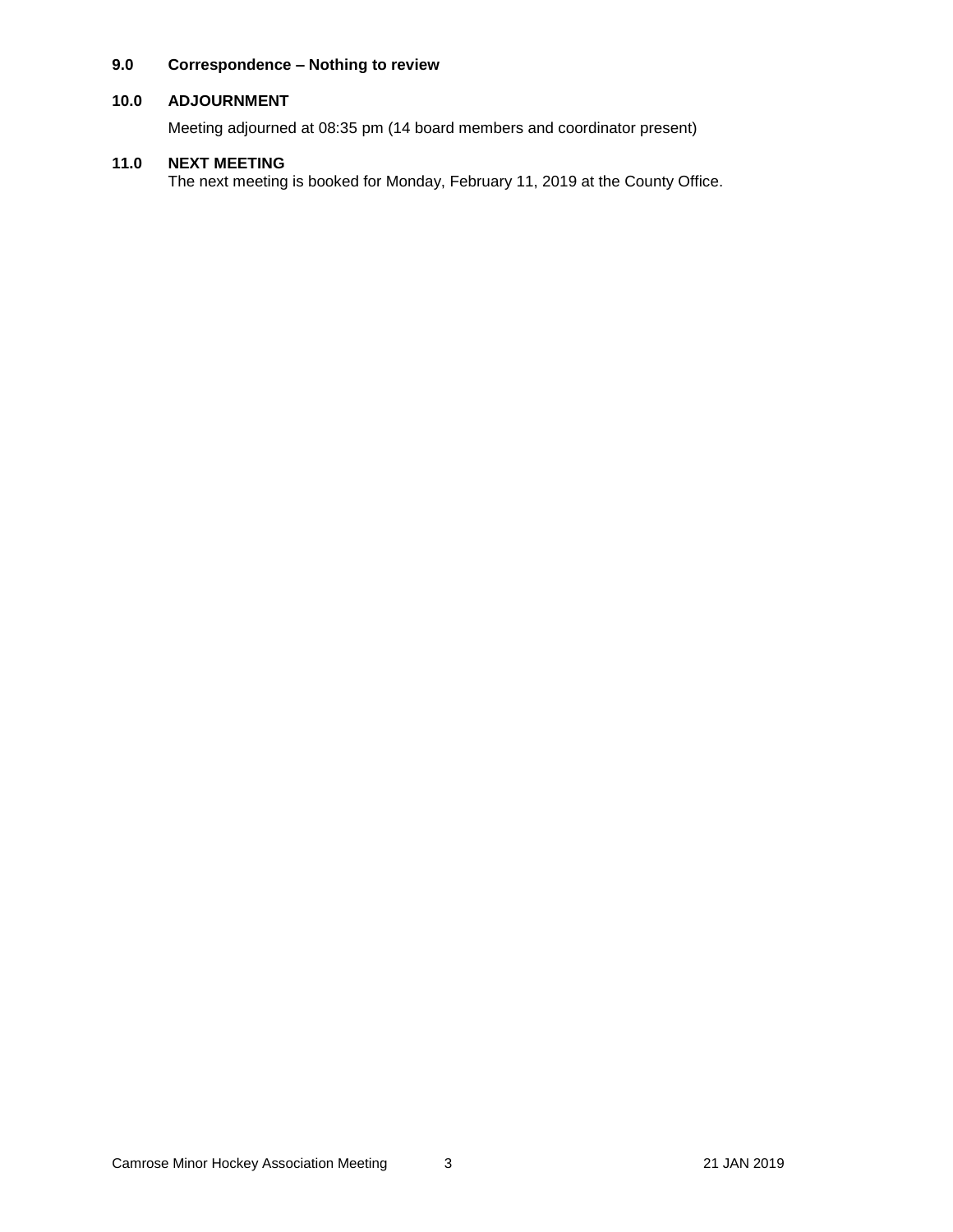**9.0 Correspondence – Nothing to review**

**10.0 ADJOURNMENT**

Meeting adjourned at 08:35 pm (14 board members and coordinator present)

**11.0 NEXT MEETING**

The next meeting is booked for Monday, February 11, 2019 at the County Office.